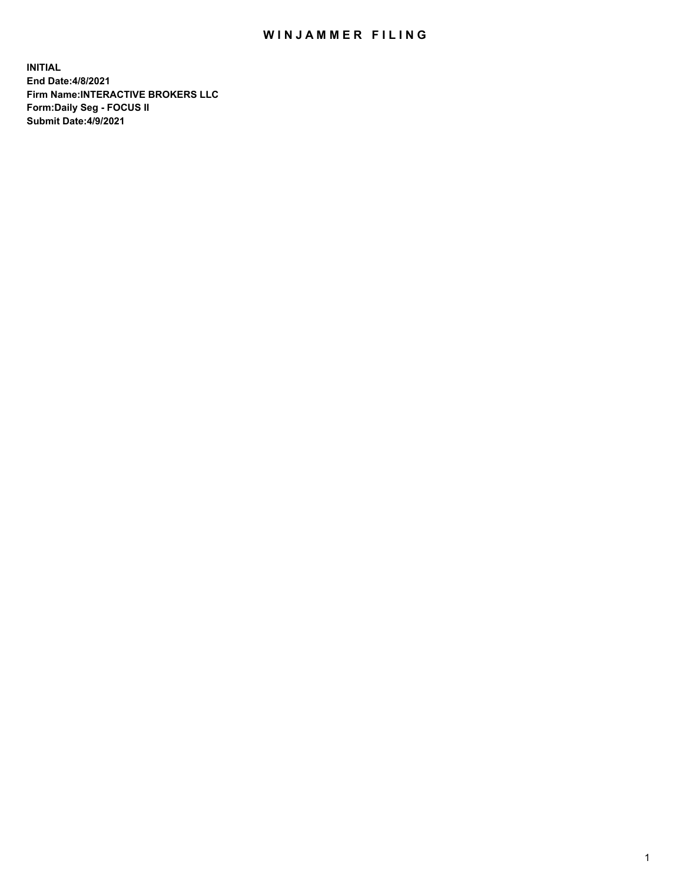# WINJAMMER FILING

**INITIAL**
**End Date:4/8/2021**
**Firm Name:INTERACTIVE BROKERS LLC**
**Form:Daily Seg - FOCUS II**
**Submit Date:4/9/2021**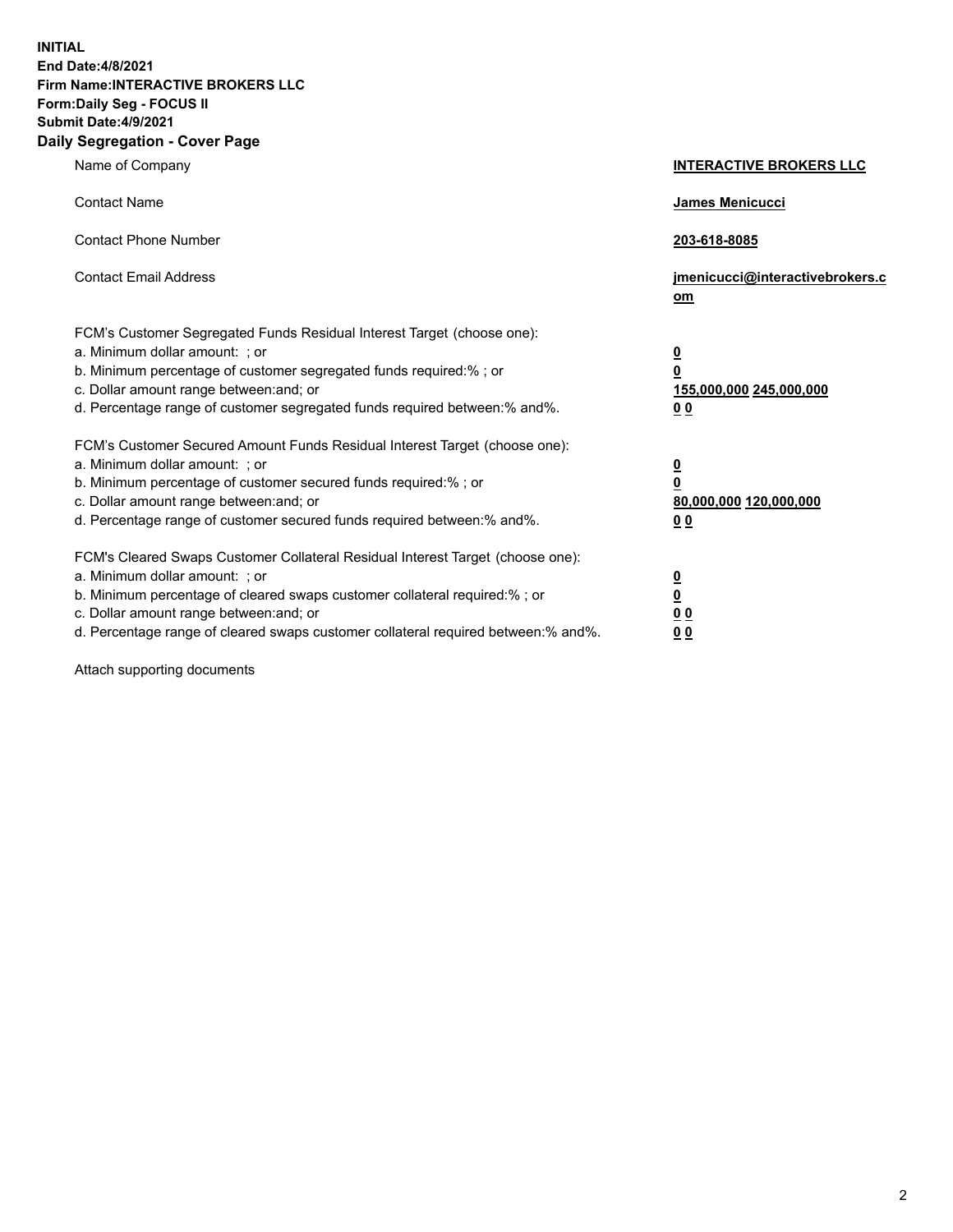**INITIAL**
**End Date:4/8/2021**
**Firm Name:INTERACTIVE BROKERS LLC**
**Form:Daily Seg - FOCUS II**
**Submit Date:4/9/2021**
**Daily Segregation - Cover Page**

| | |
|---|---|
| Name of Company | **INTERACTIVE BROKERS LLC** |
| Contact Name | **James Menicucci** |
| Contact Phone Number | **203-618-8085** |
| Contact Email Address | **jmenicucci@interactivebrokers.com** |
| | |
| FCM's Customer Segregated Funds Residual Interest Target (choose one): | |
| a. Minimum dollar amount: ; or | **0** |
| b. Minimum percentage of customer segregated funds required:% ; or | **0** |
| c. Dollar amount range between:and; or | **155,000,000 245,000,000** |
| d. Percentage range of customer segregated funds required between:% and%. | **0 0** |
| | |
| FCM's Customer Secured Amount Funds Residual Interest Target (choose one): | |
| a. Minimum dollar amount: ; or | **0** |
| b. Minimum percentage of customer secured funds required:% ; or | **0** |
| c. Dollar amount range between:and; or | **80,000,000 120,000,000** |
| d. Percentage range of customer secured funds required between:% and%. | **0 0** |
| | |
| FCM's Cleared Swaps Customer Collateral Residual Interest Target (choose one): | |
| a. Minimum dollar amount: ; or | **0** |
| b. Minimum percentage of cleared swaps customer collateral required:% ; or | **0** |
| c. Dollar amount range between:and; or | **0 0** |
| d. Percentage range of cleared swaps customer collateral required between:% and%. | **0 0** |

Attach supporting documents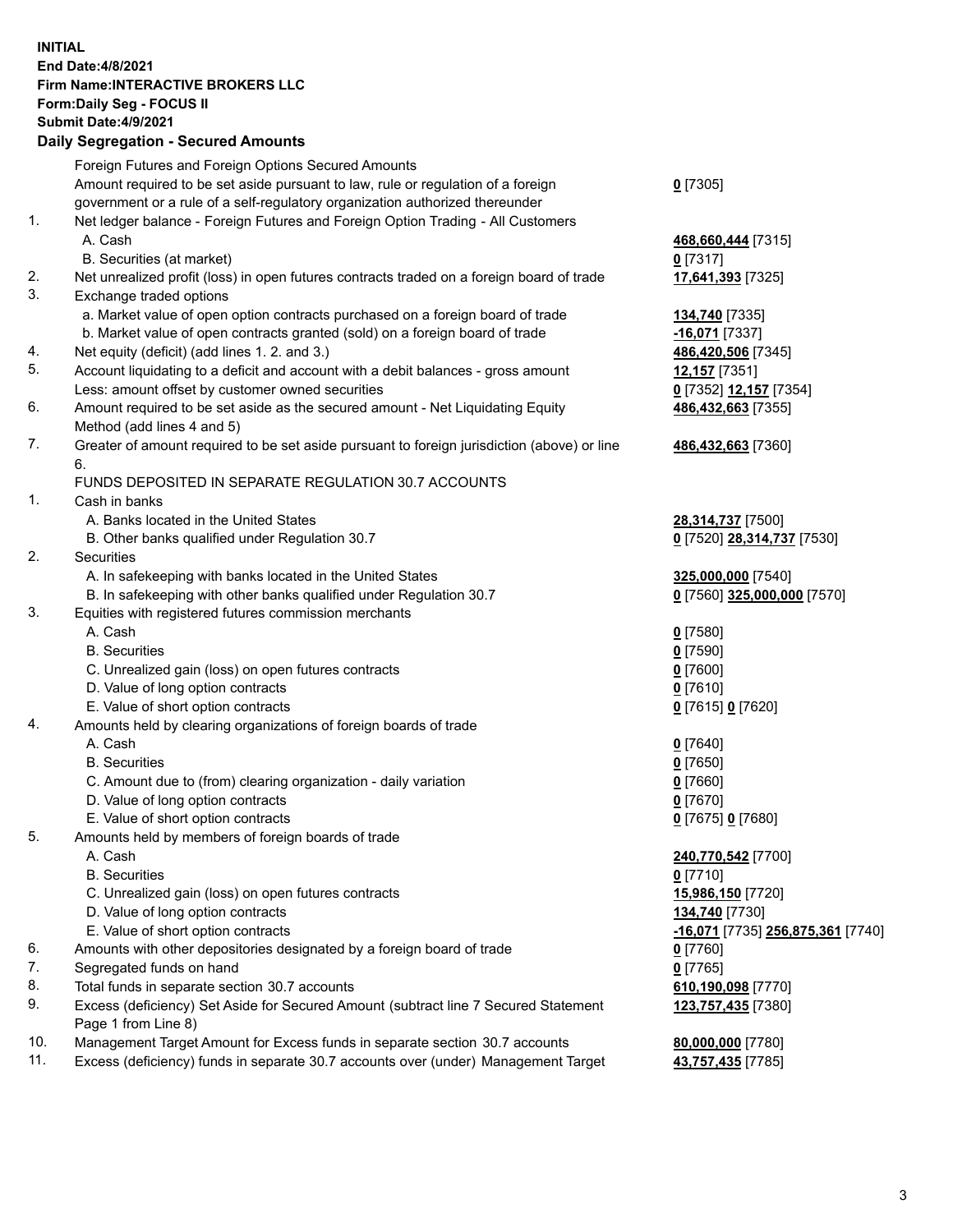**INITIAL**
**End Date:4/8/2021**
**Firm Name:INTERACTIVE BROKERS LLC**
**Form:Daily Seg - FOCUS II**
**Submit Date:4/9/2021**

**Daily Segregation - Secured Amounts**

| | | |
|---|---|---|
| | Foreign Futures and Foreign Options Secured Amounts | |
| | Amount required to be set aside pursuant to law, rule or regulation of a foreign government or a rule of a self-regulatory organization authorized thereunder | **0** [7305] |
| 1. | Net ledger balance - Foreign Futures and Foreign Option Trading - All Customers | |
| | A. Cash | **468,660,444** [7315] |
| | B. Securities (at market) | **0** [7317] |
| 2. | Net unrealized profit (loss) in open futures contracts traded on a foreign board of trade | **17,641,393** [7325] |
| 3. | Exchange traded options | |
| | a. Market value of open option contracts purchased on a foreign board of trade | **134,740** [7335] |
| | b. Market value of open contracts granted (sold) on a foreign board of trade | **-16,071** [7337] |
| 4. | Net equity (deficit) (add lines 1. 2. and 3.) | **486,420,506** [7345] |
| 5. | Account liquidating to a deficit and account with a debit balances - gross amount | **12,157** [7351] |
| | Less: amount offset by customer owned securities | **0** [7352] **12,157** [7354] |
| 6. | Amount required to be set aside as the secured amount - Net Liquidating Equity Method (add lines 4 and 5) | **486,432,663** [7355] |
| 7. | Greater of amount required to be set aside pursuant to foreign jurisdiction (above) or line 6. | **486,432,663** [7360] |
| | FUNDS DEPOSITED IN SEPARATE REGULATION 30.7 ACCOUNTS | |
| 1. | Cash in banks | |
| | A. Banks located in the United States | **28,314,737** [7500] |
| | B. Other banks qualified under Regulation 30.7 | **0** [7520] **28,314,737** [7530] |
| 2. | Securities | |
| | A. In safekeeping with banks located in the United States | **325,000,000** [7540] |
| | B. In safekeeping with other banks qualified under Regulation 30.7 | **0** [7560] **325,000,000** [7570] |
| 3. | Equities with registered futures commission merchants | |
| | A. Cash | **0** [7580] |
| | B. Securities | **0** [7590] |
| | C. Unrealized gain (loss) on open futures contracts | **0** [7600] |
| | D. Value of long option contracts | **0** [7610] |
| | E. Value of short option contracts | **0** [7615] **0** [7620] |
| 4. | Amounts held by clearing organizations of foreign boards of trade | |
| | A. Cash | **0** [7640] |
| | B. Securities | **0** [7650] |
| | C. Amount due to (from) clearing organization - daily variation | **0** [7660] |
| | D. Value of long option contracts | **0** [7670] |
| | E. Value of short option contracts | **0** [7675] **0** [7680] |
| 5. | Amounts held by members of foreign boards of trade | |
| | A. Cash | **240,770,542** [7700] |
| | B. Securities | **0** [7710] |
| | C. Unrealized gain (loss) on open futures contracts | **15,986,150** [7720] |
| | D. Value of long option contracts | **134,740** [7730] |
| | E. Value of short option contracts | **-16,071** [7735] **256,875,361** [7740] |
| 6. | Amounts with other depositories designated by a foreign board of trade | **0** [7760] |
| 7. | Segregated funds on hand | **0** [7765] |
| 8. | Total funds in separate section 30.7 accounts | **610,190,098** [7770] |
| 9. | Excess (deficiency) Set Aside for Secured Amount (subtract line 7 Secured Statement Page 1 from Line 8) | **123,757,435** [7380] |
| 10. | Management Target Amount for Excess funds in separate section 30.7 accounts | **80,000,000** [7780] |
| 11. | Excess (deficiency) funds in separate 30.7 accounts over (under) Management Target | **43,757,435** [7785] |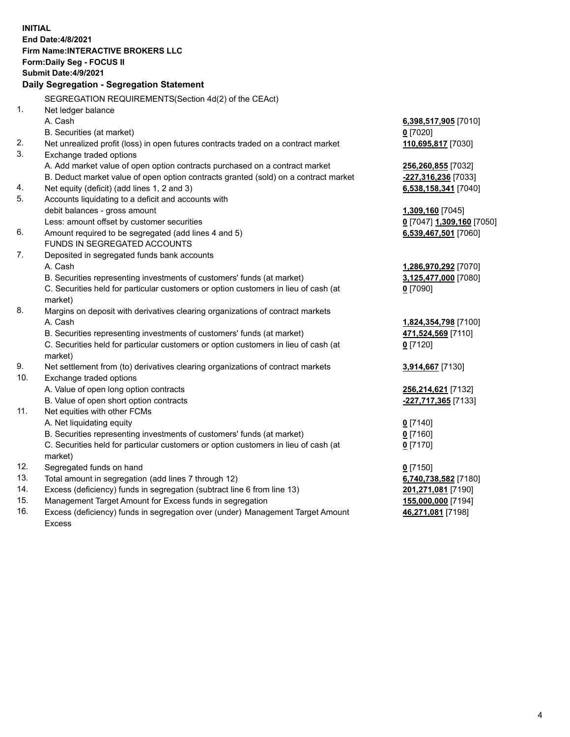**INITIAL**
**End Date:4/8/2021**
**Firm Name:INTERACTIVE BROKERS LLC**
**Form:Daily Seg - FOCUS II**
**Submit Date:4/9/2021**

**Daily Segregation - Segregation Statement**

SEGREGATION REQUIREMENTS(Section 4d(2) of the CEAct)

| | | |
|---|---|---|
| 1. | Net ledger balance | |
| | A. Cash | **6,398,517,905** [7010] |
| | B. Securities (at market) | **0** [7020] |
| 2. | Net unrealized profit (loss) in open futures contracts traded on a contract market | **110,695,817** [7030] |
| 3. | Exchange traded options | |
| | A. Add market value of open option contracts purchased on a contract market | **256,260,855** [7032] |
| | B. Deduct market value of open option contracts granted (sold) on a contract market | **-227,316,236** [7033] |
| 4. | Net equity (deficit) (add lines 1, 2 and 3) | **6,538,158,341** [7040] |
| 5. | Accounts liquidating to a deficit and accounts with | |
| | debit balances - gross amount | **1,309,160** [7045] |
| | Less: amount offset by customer securities | **0** [7047] **1,309,160** [7050] |
| 6. | Amount required to be segregated (add lines 4 and 5) | **6,539,467,501** [7060] |
| | FUNDS IN SEGREGATED ACCOUNTS | |
| 7. | Deposited in segregated funds bank accounts | |
| | A. Cash | **1,286,970,292** [7070] |
| | B. Securities representing investments of customers' funds (at market) | **3,125,477,000** [7080] |
| | C. Securities held for particular customers or option customers in lieu of cash (at market) | **0** [7090] |
| 8. | Margins on deposit with derivatives clearing organizations of contract markets | |
| | A. Cash | **1,824,354,798** [7100] |
| | B. Securities representing investments of customers' funds (at market) | **471,524,569** [7110] |
| | C. Securities held for particular customers or option customers in lieu of cash (at market) | **0** [7120] |
| 9. | Net settlement from (to) derivatives clearing organizations of contract markets | **3,914,667** [7130] |
| 10. | Exchange traded options | |
| | A. Value of open long option contracts | **256,214,621** [7132] |
| | B. Value of open short option contracts | **-227,717,365** [7133] |
| 11. | Net equities with other FCMs | |
| | A. Net liquidating equity | **0** [7140] |
| | B. Securities representing investments of customers' funds (at market) | **0** [7160] |
| | C. Securities held for particular customers or option customers in lieu of cash (at market) | **0** [7170] |
| 12. | Segregated funds on hand | **0** [7150] |
| 13. | Total amount in segregation (add lines 7 through 12) | **6,740,738,582** [7180] |
| 14. | Excess (deficiency) funds in segregation (subtract line 6 from line 13) | **201,271,081** [7190] |
| 15. | Management Target Amount for Excess funds in segregation | **155,000,000** [7194] |
| 16. | Excess (deficiency) funds in segregation over (under) Management Target Amount Excess | **46,271,081** [7198] |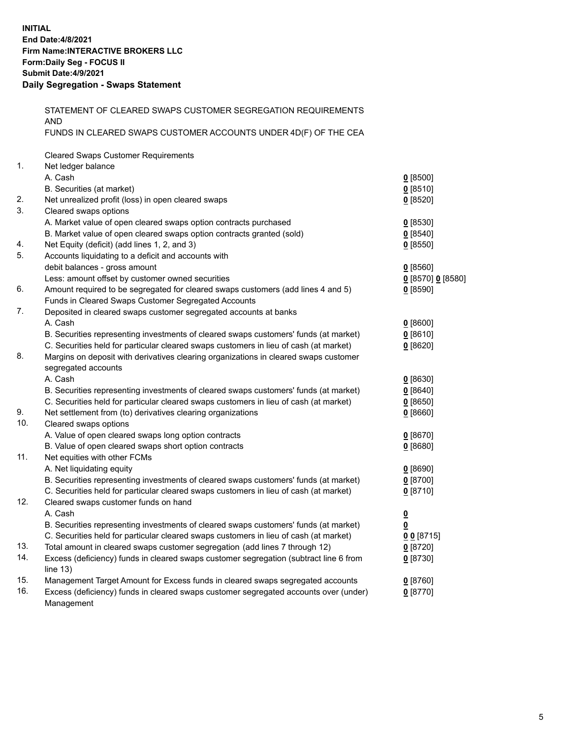**INITIAL**
**End Date:4/8/2021**
**Firm Name:INTERACTIVE BROKERS LLC**
**Form:Daily Seg - FOCUS II**
**Submit Date:4/9/2021**
**Daily Segregation - Swaps Statement**

STATEMENT OF CLEARED SWAPS CUSTOMER SEGREGATION REQUIREMENTS AND FUNDS IN CLEARED SWAPS CUSTOMER ACCOUNTS UNDER 4D(F) OF THE CEA

| | | |
|---|---|---|
| | Cleared Swaps Customer Requirements | |
| 1. | Net ledger balance | |
| | A. Cash | 0 [8500] |
| | B. Securities (at market) | 0 [8510] |
| 2. | Net unrealized profit (loss) in open cleared swaps | 0 [8520] |
| 3. | Cleared swaps options | |
| | A. Market value of open cleared swaps option contracts purchased | 0 [8530] |
| | B. Market value of open cleared swaps option contracts granted (sold) | 0 [8540] |
| 4. | Net Equity (deficit) (add lines 1, 2, and 3) | 0 [8550] |
| 5. | Accounts liquidating to a deficit and accounts with debit balances - gross amount | 0 [8560] |
| | Less: amount offset by customer owned securities | 0 [8570] 0 [8580] |
| 6. | Amount required to be segregated for cleared swaps customers (add lines 4 and 5) | 0 [8590] |
| | Funds in Cleared Swaps Customer Segregated Accounts | |
| 7. | Deposited in cleared swaps customer segregated accounts at banks | |
| | A. Cash | 0 [8600] |
| | B. Securities representing investments of cleared swaps customers' funds (at market) | 0 [8610] |
| | C. Securities held for particular cleared swaps customers in lieu of cash (at market) | 0 [8620] |
| 8. | Margins on deposit with derivatives clearing organizations in cleared swaps customer segregated accounts | |
| | A. Cash | 0 [8630] |
| | B. Securities representing investments of cleared swaps customers' funds (at market) | 0 [8640] |
| | C. Securities held for particular cleared swaps customers in lieu of cash (at market) | 0 [8650] |
| 9. | Net settlement from (to) derivatives clearing organizations | 0 [8660] |
| 10. | Cleared swaps options | |
| | A. Value of open cleared swaps long option contracts | 0 [8670] |
| | B. Value of open cleared swaps short option contracts | 0 [8680] |
| 11. | Net equities with other FCMs | |
| | A. Net liquidating equity | 0 [8690] |
| | B. Securities representing investments of cleared swaps customers' funds (at market) | 0 [8700] |
| | C. Securities held for particular cleared swaps customers in lieu of cash (at market) | 0 [8710] |
| 12. | Cleared swaps customer funds on hand | |
| | A. Cash | 0 |
| | B. Securities representing investments of cleared swaps customers' funds (at market) | 0 |
| | C. Securities held for particular cleared swaps customers in lieu of cash (at market) | 0 0 [8715] |
| 13. | Total amount in cleared swaps customer segregation (add lines 7 through 12) | 0 [8720] |
| 14. | Excess (deficiency) funds in cleared swaps customer segregation (subtract line 6 from line 13) | 0 [8730] |
| 15. | Management Target Amount for Excess funds in cleared swaps segregated accounts | 0 [8760] |
| 16. | Excess (deficiency) funds in cleared swaps customer segregated accounts over (under) Management | 0 [8770] |